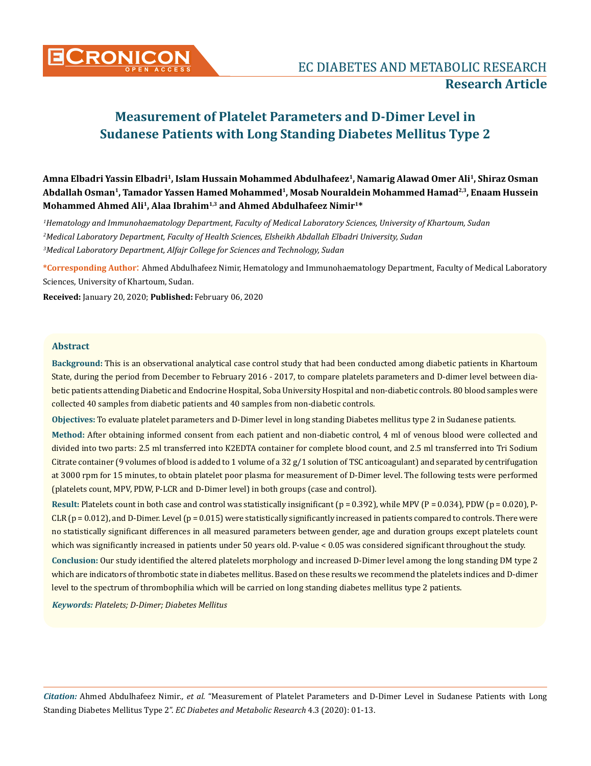**Research Article**

# Measurement of Platelet Parameters and D-Dimer Level in Sudanese Patients with Long Standing Diabetes Mellitus Type 2

**Amna Elbadri Yassin Elbadri[1], Islam Hussain Mohammed Abdulhafeez[1], Namarig Alawad Omer Ali[1], Shiraz Osman Abdallah Osman[1], Tamador Yassen Hamed Mohammed[1], Mosab Nouraldein Mohammed Hamad[2,3], Enaam Hussein Mohammed Ahmed Ali[1], Alaa Ibrahim[1,3] and Ahmed Abdulhafeez Nimir[1]***

*[1]Hematology and Immunohaematology Department, Faculty of Medical Laboratory Sciences, University of Khartoum, Sudan*

*[2]Medical Laboratory Department, Faculty of Health Sciences, Elsheikh Abdallah Elbadri University, Sudan*

*[3]Medical Laboratory Department, Alfajr College for Sciences and Technology, Sudan*

**\*Corresponding Author:** Ahmed Abdulhafeez Nimir, Hematology and Immunohaematology Department, Faculty of Medical Laboratory Sciences, University of Khartoum, Sudan.

**Received:** January 20, 2020; **Published:** February 06, 2020

## Abstract

**Background:** This is an observational analytical case control study that had been conducted among diabetic patients in Khartoum State, during the period from December to February 2016 - 2017, to compare platelets parameters and D-dimer level between diabetic patients attending Diabetic and Endocrine Hospital, Soba University Hospital and non-diabetic controls. 80 blood samples were collected 40 samples from diabetic patients and 40 samples from non-diabetic controls.

**Objectives:** To evaluate platelet parameters and D-Dimer level in long standing Diabetes mellitus type 2 in Sudanese patients.

**Method:** After obtaining informed consent from each patient and non-diabetic control, 4 ml of venous blood were collected and divided into two parts: 2.5 ml transferred into K2EDTA container for complete blood count, and 2.5 ml transferred into Tri Sodium Citrate container (9 volumes of blood is added to 1 volume of a 32 g/1 solution of TSC anticoagulant) and separated by centrifugation at 3000 rpm for 15 minutes, to obtain platelet poor plasma for measurement of D-Dimer level. The following tests were performed (platelets count, MPV, PDW, P-LCR and D-Dimer level) in both groups (case and control).

**Result:** Platelets count in both case and control was statistically insignificant ($p = 0.392$), while MPV ($P = 0.034$), PDW ($p = 0.020$), P-CLR ($p = 0.012$), and D-Dimer. Level ($p = 0.015$) were statistically significantly increased in patients compared to controls. There were no statistically significant differences in all measured parameters between gender, age and duration groups except platelets count which was significantly increased in patients under 50 years old. P-value $< 0.05$ was considered significant throughout the study.

**Conclusion:** Our study identified the altered platelets morphology and increased D-Dimer level among the long standing DM type 2 which are indicators of thrombotic state in diabetes mellitus. Based on these results we recommend the platelets indices and D-dimer level to the spectrum of thrombophilia which will be carried on long standing diabetes mellitus type 2 patients.

***Keywords:*** *Platelets; D-Dimer; Diabetes Mellitus*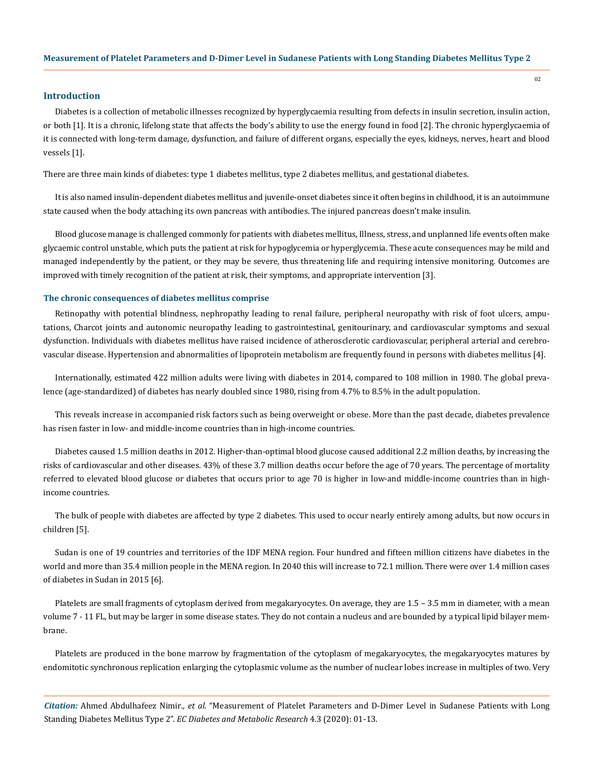## Introduction

Diabetes is a collection of metabolic illnesses recognized by hyperglycaemia resulting from defects in insulin secretion, insulin action, or both [1]. It is a chronic, lifelong state that affects the body's ability to use the energy found in food [2]. The chronic hyperglycaemia of it is connected with long-term damage, dysfunction, and failure of different organs, especially the eyes, kidneys, nerves, heart and blood vessels [1].

There are three main kinds of diabetes: type 1 diabetes mellitus, type 2 diabetes mellitus, and gestational diabetes.

It is also named insulin-dependent diabetes mellitus and juvenile-onset diabetes since it often begins in childhood, it is an autoimmune state caused when the body attaching its own pancreas with antibodies. The injured pancreas doesn't make insulin.

Blood glucose manage is challenged commonly for patients with diabetes mellitus, Illness, stress, and unplanned life events often make glycaemic control unstable, which puts the patient at risk for hypoglycemia or hyperglycemia. These acute consequences may be mild and managed independently by the patient, or they may be severe, thus threatening life and requiring intensive monitoring. Outcomes are improved with timely recognition of the patient at risk, their symptoms, and appropriate intervention [3].

### The chronic consequences of diabetes mellitus comprise

Retinopathy with potential blindness, nephropathy leading to renal failure, peripheral neuropathy with risk of foot ulcers, amputations, Charcot joints and autonomic neuropathy leading to gastrointestinal, genitourinary, and cardiovascular symptoms and sexual dysfunction. Individuals with diabetes mellitus have raised incidence of atherosclerotic cardiovascular, peripheral arterial and cerebrovascular disease. Hypertension and abnormalities of lipoprotein metabolism are frequently found in persons with diabetes mellitus [4].

Internationally, estimated 422 million adults were living with diabetes in 2014, compared to 108 million in 1980. The global prevalence (age-standardized) of diabetes has nearly doubled since 1980, rising from 4.7% to 8.5% in the adult population.

This reveals increase in accompanied risk factors such as being overweight or obese. More than the past decade, diabetes prevalence has risen faster in low- and middle-income countries than in high-income countries.

Diabetes caused 1.5 million deaths in 2012. Higher-than-optimal blood glucose caused additional 2.2 million deaths, by increasing the risks of cardiovascular and other diseases. 43% of these 3.7 million deaths occur before the age of 70 years. The percentage of mortality referred to elevated blood glucose or diabetes that occurs prior to age 70 is higher in low-and middle-income countries than in high-income countries.

The bulk of people with diabetes are affected by type 2 diabetes. This used to occur nearly entirely among adults, but now occurs in children [5].

Sudan is one of 19 countries and territories of the IDF MENA region. Four hundred and fifteen million citizens have diabetes in the world and more than 35.4 million people in the MENA region. In 2040 this will increase to 72.1 million. There were over 1.4 million cases of diabetes in Sudan in 2015 [6].

Platelets are small fragments of cytoplasm derived from megakaryocytes. On average, they are 1.5 – 3.5 mm in diameter, with a mean volume 7 - 11 FL, but may be larger in some disease states. They do not contain a nucleus and are bounded by a typical lipid bilayer membrane.

Platelets are produced in the bone marrow by fragmentation of the cytoplasm of megakaryocytes, the megakaryocytes matures by endomitotic synchronous replication enlarging the cytoplasmic volume as the number of nuclear lobes increase in multiples of two. Very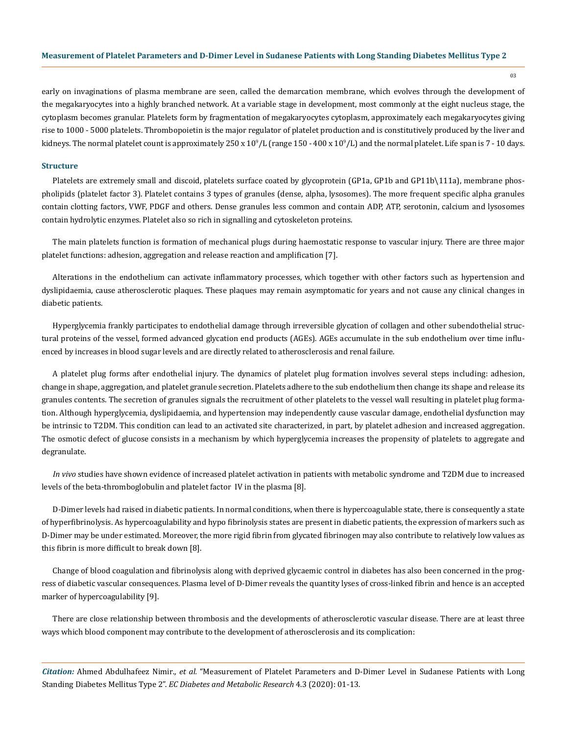early on invaginations of plasma membrane are seen, called the demarcation membrane, which evolves through the development of the megakaryocytes into a highly branched network. At a variable stage in development, most commonly at the eight nucleus stage, the cytoplasm becomes granular. Platelets form by fragmentation of megakaryocytes cytoplasm, approximately each megakaryocytes giving rise to 1000 - 5000 platelets. Thrombopoietin is the major regulator of platelet production and is constitutively produced by the liver and kidneys. The normal platelet count is approximately 250 x $10^9$/L (range 150 - 400 x $10^9$/L) and the normal platelet. Life span is 7 - 10 days.

### Structure

Platelets are extremely small and discoid, platelets surface coated by glycoprotein (GP1a, GP1b and GP11b\111a), membrane phospholipids (platelet factor 3). Platelet contains 3 types of granules (dense, alpha, lysosomes). The more frequent specific alpha granules contain clotting factors, VWF, PDGF and others. Dense granules less common and contain ADP, ATP, serotonin, calcium and lysosomes contain hydrolytic enzymes. Platelet also so rich in signalling and cytoskeleton proteins.

The main platelets function is formation of mechanical plugs during haemostatic response to vascular injury. There are three major platelet functions: adhesion, aggregation and release reaction and amplification [7].

Alterations in the endothelium can activate inflammatory processes, which together with other factors such as hypertension and dyslipidaemia, cause atherosclerotic plaques. These plaques may remain asymptomatic for years and not cause any clinical changes in diabetic patients.

Hyperglycemia frankly participates to endothelial damage through irreversible glycation of collagen and other subendothelial structural proteins of the vessel, formed advanced glycation end products (AGEs). AGEs accumulate in the sub endothelium over time influenced by increases in blood sugar levels and are directly related to atherosclerosis and renal failure.

A platelet plug forms after endothelial injury. The dynamics of platelet plug formation involves several steps including: adhesion, change in shape, aggregation, and platelet granule secretion. Platelets adhere to the sub endothelium then change its shape and release its granules contents. The secretion of granules signals the recruitment of other platelets to the vessel wall resulting in platelet plug formation. Although hyperglycemia, dyslipidaemia, and hypertension may independently cause vascular damage, endothelial dysfunction may be intrinsic to T2DM. This condition can lead to an activated site characterized, in part, by platelet adhesion and increased aggregation. The osmotic defect of glucose consists in a mechanism by which hyperglycemia increases the propensity of platelets to aggregate and degranulate.

*In vivo* studies have shown evidence of increased platelet activation in patients with metabolic syndrome and T2DM due to increased levels of the beta-thromboglobulin and platelet factor IV in the plasma [8].

D-Dimer levels had raised in diabetic patients. In normal conditions, when there is hypercoagulable state, there is consequently a state of hyperfibrinolysis. As hypercoagulability and hypo fibrinolysis states are present in diabetic patients, the expression of markers such as D-Dimer may be under estimated. Moreover, the more rigid fibrin from glycated fibrinogen may also contribute to relatively low values as this fibrin is more difficult to break down [8].

Change of blood coagulation and fibrinolysis along with deprived glycaemic control in diabetes has also been concerned in the progress of diabetic vascular consequences. Plasma level of D-Dimer reveals the quantity lyses of cross-linked fibrin and hence is an accepted marker of hypercoagulability [9].

There are close relationship between thrombosis and the developments of atherosclerotic vascular disease. There are at least three ways which blood component may contribute to the development of atherosclerosis and its complication: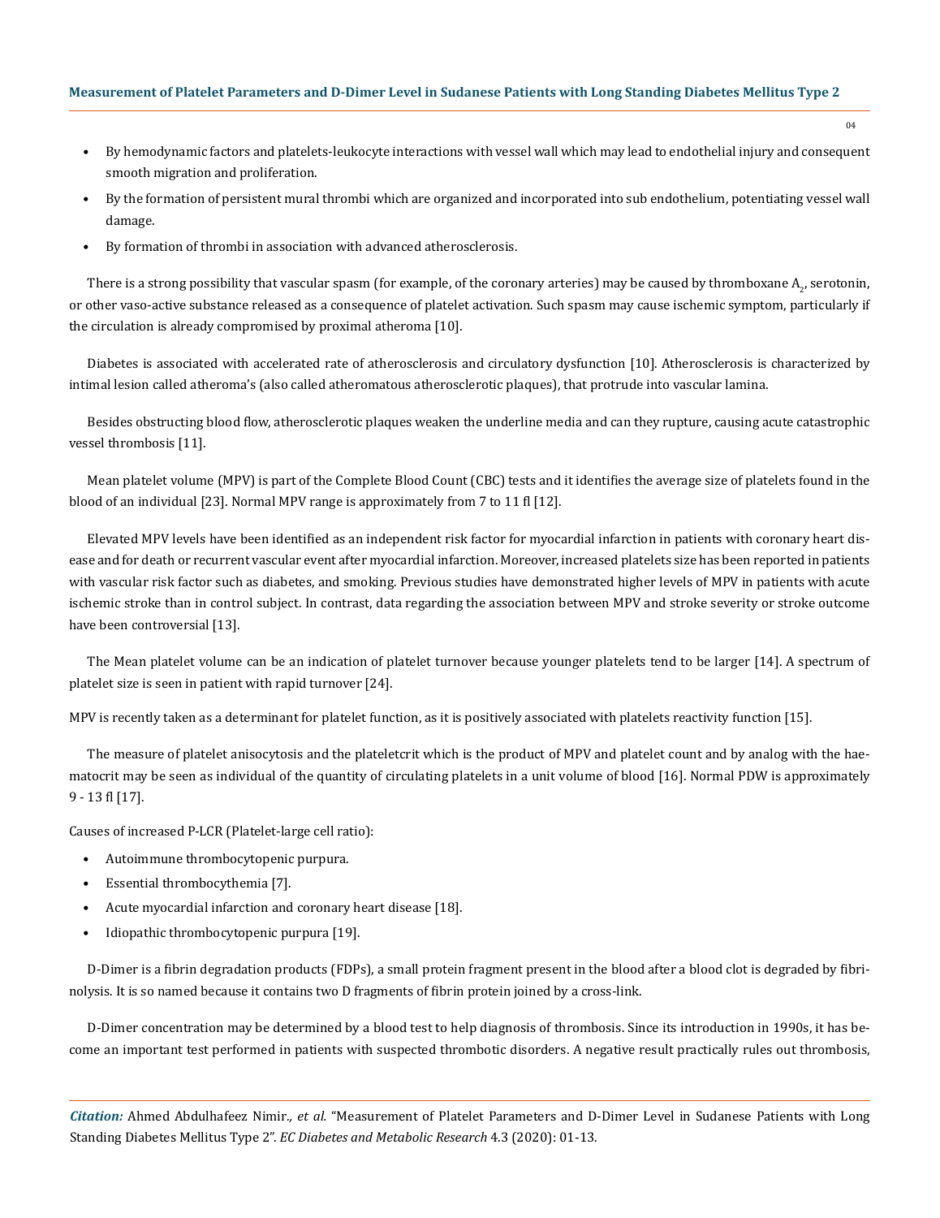- By hemodynamic factors and platelets-leukocyte interactions with vessel wall which may lead to endothelial injury and consequent smooth migration and proliferation.
- By the formation of persistent mural thrombi which are organized and incorporated into sub endothelium, potentiating vessel wall damage.
- By formation of thrombi in association with advanced atherosclerosis.

There is a strong possibility that vascular spasm (for example, of the coronary arteries) may be caused by thromboxane $A_2$, serotonin, or other vaso-active substance released as a consequence of platelet activation. Such spasm may cause ischemic symptom, particularly if the circulation is already compromised by proximal atheroma [10].

Diabetes is associated with accelerated rate of atherosclerosis and circulatory dysfunction [10]. Atherosclerosis is characterized by intimal lesion called atheroma's (also called atheromatous atherosclerotic plaques), that protrude into vascular lamina.

Besides obstructing blood flow, atherosclerotic plaques weaken the underline media and can they rupture, causing acute catastrophic vessel thrombosis [11].

Mean platelet volume (MPV) is part of the Complete Blood Count (CBC) tests and it identifies the average size of platelets found in the blood of an individual [23]. Normal MPV range is approximately from 7 to 11 fl [12].

Elevated MPV levels have been identified as an independent risk factor for myocardial infarction in patients with coronary heart disease and for death or recurrent vascular event after myocardial infarction. Moreover, increased platelets size has been reported in patients with vascular risk factor such as diabetes, and smoking. Previous studies have demonstrated higher levels of MPV in patients with acute ischemic stroke than in control subject. In contrast, data regarding the association between MPV and stroke severity or stroke outcome have been controversial [13].

The Mean platelet volume can be an indication of platelet turnover because younger platelets tend to be larger [14]. A spectrum of platelet size is seen in patient with rapid turnover [24].

MPV is recently taken as a determinant for platelet function, as it is positively associated with platelets reactivity function [15].

The measure of platelet anisocytosis and the plateletcrit which is the product of MPV and platelet count and by analog with the haematocrit may be seen as individual of the quantity of circulating platelets in a unit volume of blood [16]. Normal PDW is approximately 9 - 13 fl [17].

Causes of increased P-LCR (Platelet-large cell ratio):

- Autoimmune thrombocytopenic purpura.
- Essential thrombocythemia [7].
- Acute myocardial infarction and coronary heart disease [18].
- Idiopathic thrombocytopenic purpura [19].

D-Dimer is a fibrin degradation products (FDPs), a small protein fragment present in the blood after a blood clot is degraded by fibrinolysis. It is so named because it contains two D fragments of fibrin protein joined by a cross-link.

D-Dimer concentration may be determined by a blood test to help diagnosis of thrombosis. Since its introduction in 1990s, it has become an important test performed in patients with suspected thrombotic disorders. A negative result practically rules out thrombosis,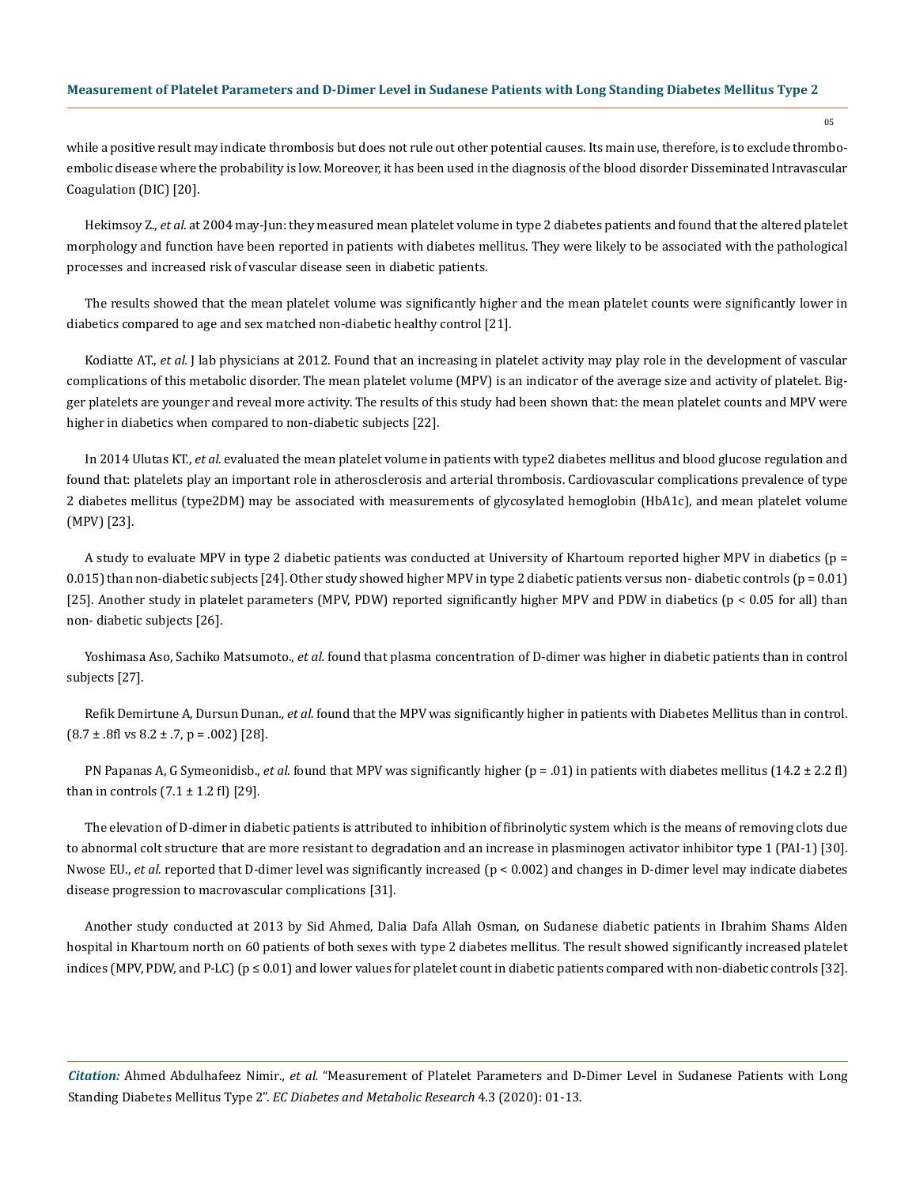while a positive result may indicate thrombosis but does not rule out other potential causes. Its main use, therefore, is to exclude thrombo-embolic disease where the probability is low. Moreover, it has been used in the diagnosis of the blood disorder Disseminated Intravascular Coagulation (DIC) [20].

Hekimsoy Z., *et al.* at 2004 may-Jun: they measured mean platelet volume in type 2 diabetes patients and found that the altered platelet morphology and function have been reported in patients with diabetes mellitus. They were likely to be associated with the pathological processes and increased risk of vascular disease seen in diabetic patients.

The results showed that the mean platelet volume was significantly higher and the mean platelet counts were significantly lower in diabetics compared to age and sex matched non-diabetic healthy control [21].

Kodiatte AT., *et al.* J lab physicians at 2012. Found that an increasing in platelet activity may play role in the development of vascular complications of this metabolic disorder. The mean platelet volume (MPV) is an indicator of the average size and activity of platelet. Bigger platelets are younger and reveal more activity. The results of this study had been shown that: the mean platelet counts and MPV were higher in diabetics when compared to non-diabetic subjects [22].

In 2014 Ulutas KT., *et al.* evaluated the mean platelet volume in patients with type2 diabetes mellitus and blood glucose regulation and found that: platelets play an important role in atherosclerosis and arterial thrombosis. Cardiovascular complications prevalence of type 2 diabetes mellitus (type2DM) may be associated with measurements of glycosylated hemoglobin (HbA1c), and mean platelet volume (MPV) [23].

A study to evaluate MPV in type 2 diabetic patients was conducted at University of Khartoum reported higher MPV in diabetics ($p = 0.015$) than non-diabetic subjects [24]. Other study showed higher MPV in type 2 diabetic patients versus non- diabetic controls ($p = 0.01$) [25]. Another study in platelet parameters (MPV, PDW) reported significantly higher MPV and PDW in diabetics ($p < 0.05$ for all) than non- diabetic subjects [26].

Yoshimasa Aso, Sachiko Matsumoto., *et al.* found that plasma concentration of D-dimer was higher in diabetic patients than in control subjects [27].

Refik Demirtune A, Dursun Dunan., *et al.* found that the MPV was significantly higher in patients with Diabetes Mellitus than in control. (8.7 ± .8fl vs 8.2 ± .7, $p = .002$) [28].

PN Papanas A, G Symeonidisb., *et al.* found that MPV was significantly higher ($p = .01$) in patients with diabetes mellitus (14.2 ± 2.2 fl) than in controls (7.1 ± 1.2 fl) [29].

The elevation of D-dimer in diabetic patients is attributed to inhibition of fibrinolytic system which is the means of removing clots due to abnormal colt structure that are more resistant to degradation and an increase in plasminogen activator inhibitor type 1 (PAI-1) [30]. Nwose EU., *et al.* reported that D-dimer level was significantly increased ($p < 0.002$) and changes in D-dimer level may indicate diabetes disease progression to macrovascular complications [31].

Another study conducted at 2013 by Sid Ahmed, Dalia Dafa Allah Osman, on Sudanese diabetic patients in Ibrahim Shams Alden hospital in Khartoum north on 60 patients of both sexes with type 2 diabetes mellitus. The result showed significantly increased platelet indices (MPV, PDW, and P-LC) ($p \leq 0.01$) and lower values for platelet count in diabetic patients compared with non-diabetic controls [32].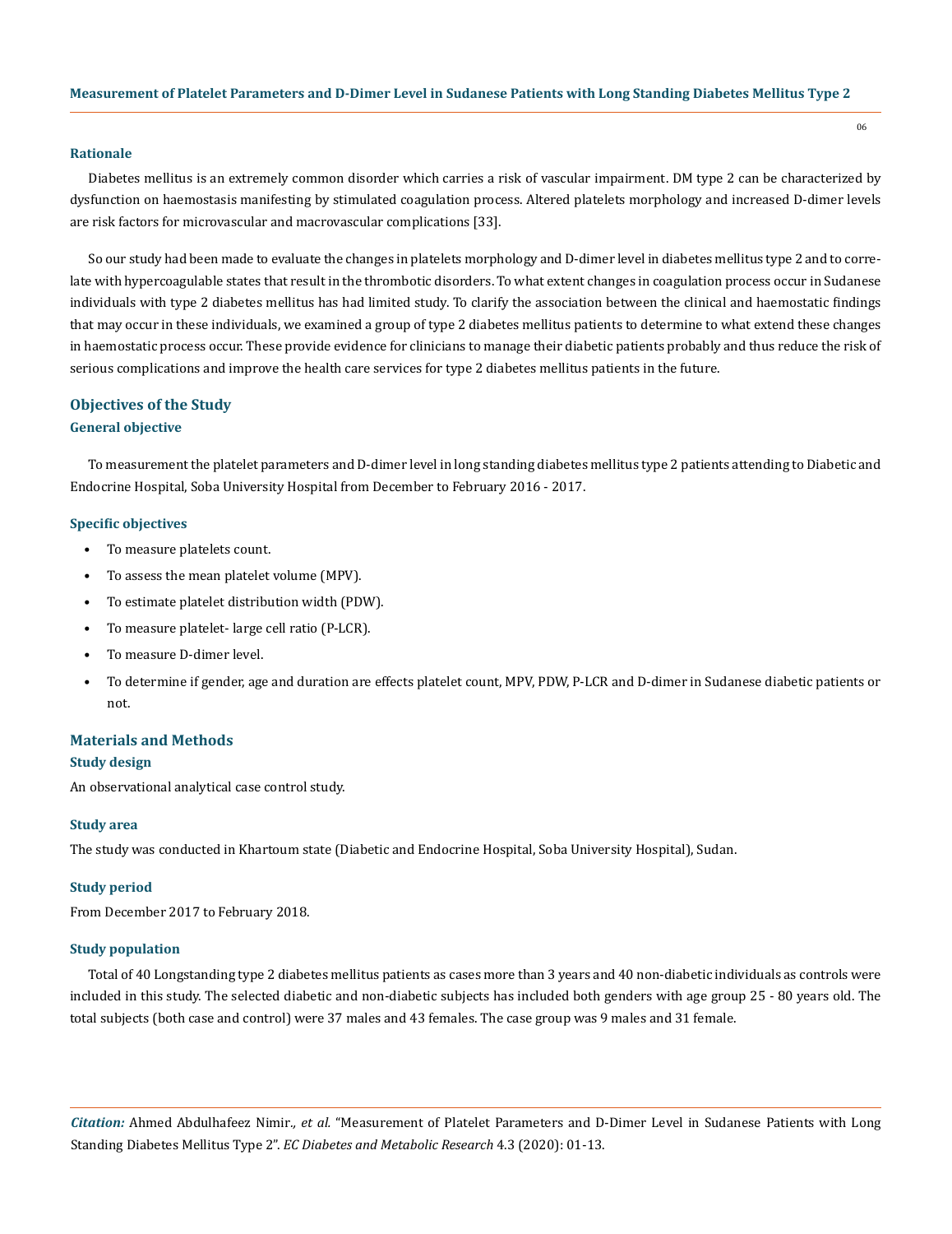### Rationale

Diabetes mellitus is an extremely common disorder which carries a risk of vascular impairment. DM type 2 can be characterized by dysfunction on haemostasis manifesting by stimulated coagulation process. Altered platelets morphology and increased D-dimer levels are risk factors for microvascular and macrovascular complications [33].

So our study had been made to evaluate the changes in platelets morphology and D-dimer level in diabetes mellitus type 2 and to correlate with hypercoagulable states that result in the thrombotic disorders. To what extent changes in coagulation process occur in Sudanese individuals with type 2 diabetes mellitus has had limited study. To clarify the association between the clinical and haemostatic findings that may occur in these individuals, we examined a group of type 2 diabetes mellitus patients to determine to what extend these changes in haemostatic process occur. These provide evidence for clinicians to manage their diabetic patients probably and thus reduce the risk of serious complications and improve the health care services for type 2 diabetes mellitus patients in the future.

## Objectives of the Study

### General objective

To measurement the platelet parameters and D-dimer level in long standing diabetes mellitus type 2 patients attending to Diabetic and Endocrine Hospital, Soba University Hospital from December to February 2016 - 2017.

### Specific objectives

- To measure platelets count.
- To assess the mean platelet volume (MPV).
- To estimate platelet distribution width (PDW).
- To measure platelet- large cell ratio (P-LCR).
- To measure D-dimer level.
- To determine if gender, age and duration are effects platelet count, MPV, PDW, P-LCR and D-dimer in Sudanese diabetic patients or not.

## Materials and Methods

### Study design

An observational analytical case control study.

### Study area

The study was conducted in Khartoum state (Diabetic and Endocrine Hospital, Soba University Hospital), Sudan.

### Study period

From December 2017 to February 2018.

### Study population

Total of 40 Longstanding type 2 diabetes mellitus patients as cases more than 3 years and 40 non-diabetic individuals as controls were included in this study. The selected diabetic and non-diabetic subjects has included both genders with age group 25 - 80 years old. The total subjects (both case and control) were 37 males and 43 females. The case group was 9 males and 31 female.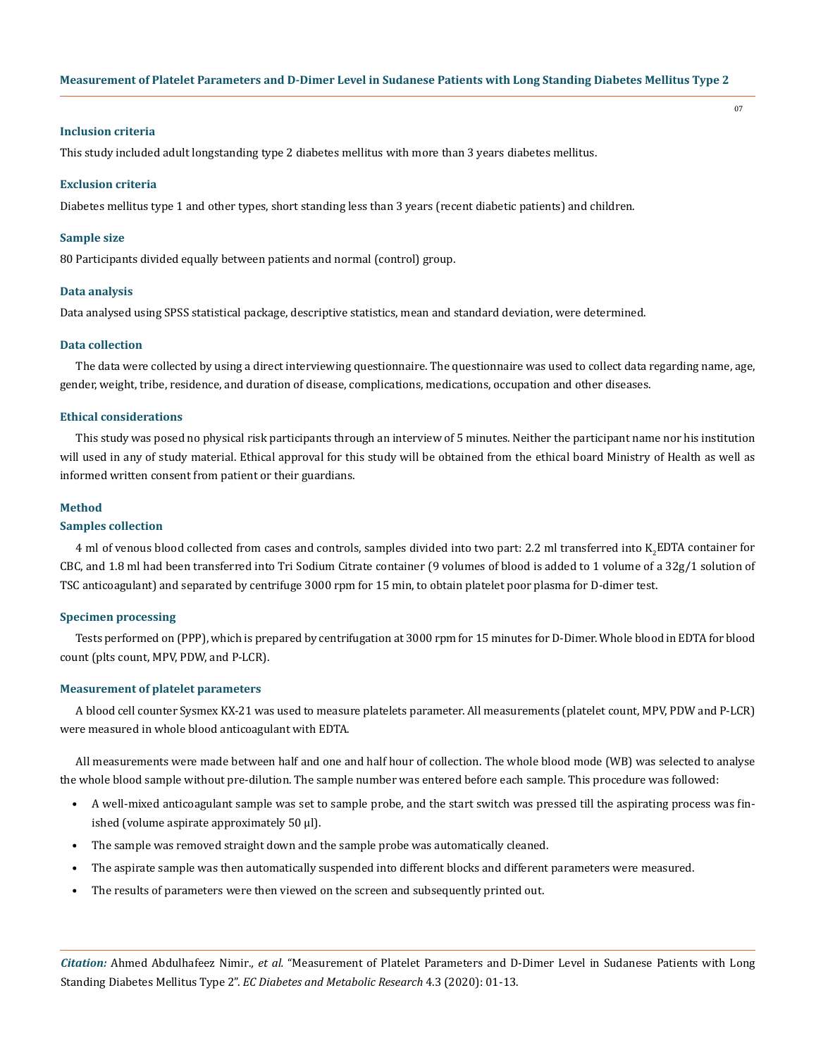### Inclusion criteria

This study included adult longstanding type 2 diabetes mellitus with more than 3 years diabetes mellitus.

### Exclusion criteria

Diabetes mellitus type 1 and other types, short standing less than 3 years (recent diabetic patients) and children.

### Sample size

80 Participants divided equally between patients and normal (control) group.

### Data analysis

Data analysed using SPSS statistical package, descriptive statistics, mean and standard deviation, were determined.

### Data collection

The data were collected by using a direct interviewing questionnaire. The questionnaire was used to collect data regarding name, age, gender, weight, tribe, residence, and duration of disease, complications, medications, occupation and other diseases.

### Ethical considerations

This study was posed no physical risk participants through an interview of 5 minutes. Neither the participant name nor his institution will used in any of study material. Ethical approval for this study will be obtained from the ethical board Ministry of Health as well as informed written consent from patient or their guardians.

### Method

### Samples collection

4 ml of venous blood collected from cases and controls, samples divided into two part: 2.2 ml transferred into $K_2$EDTA container for CBC, and 1.8 ml had been transferred into Tri Sodium Citrate container (9 volumes of blood is added to 1 volume of a 32g/1 solution of TSC anticoagulant) and separated by centrifuge 3000 rpm for 15 min, to obtain platelet poor plasma for D-dimer test.

### Specimen processing

Tests performed on (PPP), which is prepared by centrifugation at 3000 rpm for 15 minutes for D-Dimer. Whole blood in EDTA for blood count (plts count, MPV, PDW, and P-LCR).

### Measurement of platelet parameters

A blood cell counter Sysmex KX-21 was used to measure platelets parameter. All measurements (platelet count, MPV, PDW and P-LCR) were measured in whole blood anticoagulant with EDTA.

All measurements were made between half and one and half hour of collection. The whole blood mode (WB) was selected to analyse the whole blood sample without pre-dilution. The sample number was entered before each sample. This procedure was followed:

- A well-mixed anticoagulant sample was set to sample probe, and the start switch was pressed till the aspirating process was finished (volume aspirate approximately 50 µl).
- The sample was removed straight down and the sample probe was automatically cleaned.
- The aspirate sample was then automatically suspended into different blocks and different parameters were measured.
- The results of parameters were then viewed on the screen and subsequently printed out.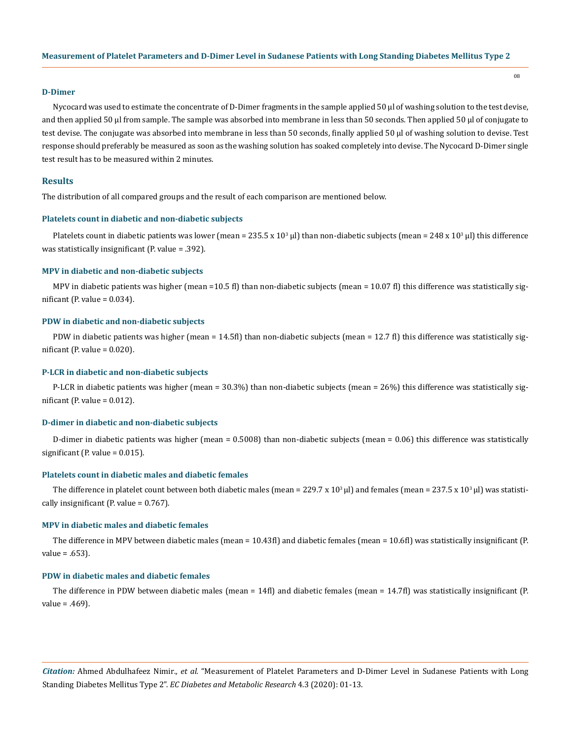### D-Dimer

Nycocard was used to estimate the concentrate of D-Dimer fragments in the sample applied 50 µl of washing solution to the test devise, and then applied 50 µl from sample. The sample was absorbed into membrane in less than 50 seconds. Then applied 50 µl of conjugate to test devise. The conjugate was absorbed into membrane in less than 50 seconds, finally applied 50 µl of washing solution to devise. Test response should preferably be measured as soon as the washing solution has soaked completely into devise. The Nycocard D-Dimer single test result has to be measured within 2 minutes.

## Results

The distribution of all compared groups and the result of each comparison are mentioned below.

### Platelets count in diabetic and non-diabetic subjects

Platelets count in diabetic patients was lower (mean = 235.5 x $10^3$ µl) than non-diabetic subjects (mean = 248 x $10^3$ µl) this difference was statistically insignificant (P. value = .392).

### MPV in diabetic and non-diabetic subjects

MPV in diabetic patients was higher (mean =10.5 fl) than non-diabetic subjects (mean = 10.07 fl) this difference was statistically significant (P. value = 0.034).

### PDW in diabetic and non-diabetic subjects

PDW in diabetic patients was higher (mean = 14.5fl) than non-diabetic subjects (mean = 12.7 fl) this difference was statistically significant (P. value = 0.020).

### P-LCR in diabetic and non-diabetic subjects

P-LCR in diabetic patients was higher (mean = 30.3%) than non-diabetic subjects (mean = 26%) this difference was statistically significant (P. value = 0.012).

### D-dimer in diabetic and non-diabetic subjects

D-dimer in diabetic patients was higher (mean = 0.5008) than non-diabetic subjects (mean = 0.06) this difference was statistically significant (P. value = 0.015).

### Platelets count in diabetic males and diabetic females

The difference in platelet count between both diabetic males (mean = 229.7 x $10^3$ µl) and females (mean = 237.5 x $10^3$ µl) was statistically insignificant (P. value = 0.767).

### MPV in diabetic males and diabetic females

The difference in MPV between diabetic males (mean = 10.43fl) and diabetic females (mean = 10.6fl) was statistically insignificant (P. value = .653).

### PDW in diabetic males and diabetic females

The difference in PDW between diabetic males (mean = 14fl) and diabetic females (mean = 14.7fl) was statistically insignificant (P. value = .469).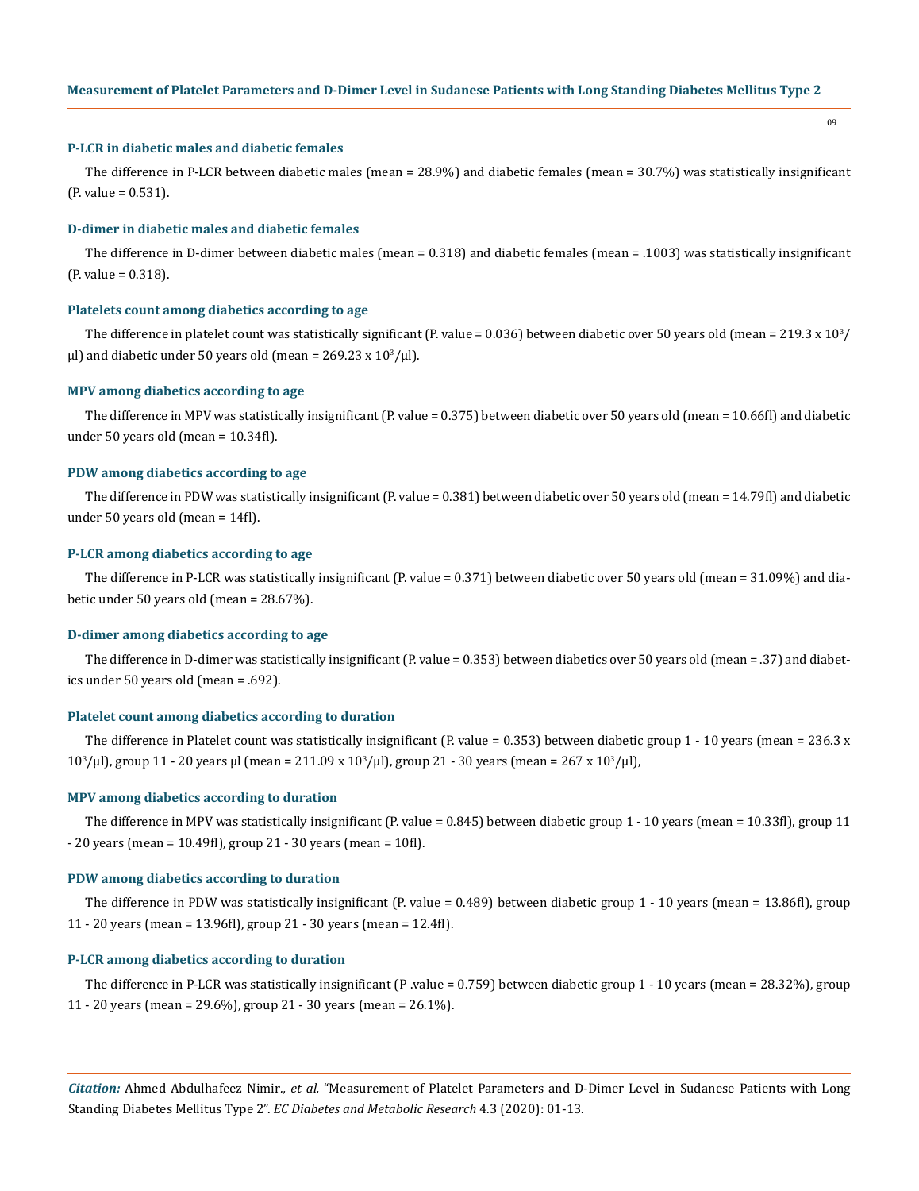### P-LCR in diabetic males and diabetic females

The difference in P-LCR between diabetic males (mean = 28.9%) and diabetic females (mean = 30.7%) was statistically insignificant (P. value = 0.531).

### D-dimer in diabetic males and diabetic females

The difference in D-dimer between diabetic males (mean = 0.318) and diabetic females (mean = .1003) was statistically insignificant (P. value = 0.318).

### Platelets count among diabetics according to age

The difference in platelet count was statistically significant (P. value = 0.036) between diabetic over 50 years old (mean = 219.3 x $10^3$/μl) and diabetic under 50 years old (mean = 269.23 x $10^3$/μl).

### MPV among diabetics according to age

The difference in MPV was statistically insignificant (P. value = 0.375) between diabetic over 50 years old (mean = 10.66fl) and diabetic under 50 years old (mean = 10.34fl).

### PDW among diabetics according to age

The difference in PDW was statistically insignificant (P. value = 0.381) between diabetic over 50 years old (mean = 14.79fl) and diabetic under 50 years old (mean = 14fl).

### P-LCR among diabetics according to age

The difference in P-LCR was statistically insignificant (P. value = 0.371) between diabetic over 50 years old (mean = 31.09%) and diabetic under 50 years old (mean = 28.67%).

### D-dimer among diabetics according to age

The difference in D-dimer was statistically insignificant (P. value = 0.353) between diabetics over 50 years old (mean = .37) and diabetics under 50 years old (mean = .692).

### Platelet count among diabetics according to duration

The difference in Platelet count was statistically insignificant (P. value = 0.353) between diabetic group 1 - 10 years (mean = 236.3 x $10^3$/μl), group 11 - 20 years μl (mean = 211.09 x $10^3$/μl), group 21 - 30 years (mean = 267 x $10^3$/μl),

### MPV among diabetics according to duration

The difference in MPV was statistically insignificant (P. value = 0.845) between diabetic group 1 - 10 years (mean = 10.33fl), group 11 - 20 years (mean = 10.49fl), group 21 - 30 years (mean = 10fl).

### PDW among diabetics according to duration

The difference in PDW was statistically insignificant (P. value = 0.489) between diabetic group 1 - 10 years (mean = 13.86fl), group 11 - 20 years (mean = 13.96fl), group 21 - 30 years (mean = 12.4fl).

### P-LCR among diabetics according to duration

The difference in P-LCR was statistically insignificant (P .value = 0.759) between diabetic group 1 - 10 years (mean = 28.32%), group 11 - 20 years (mean = 29.6%), group 21 - 30 years (mean = 26.1%).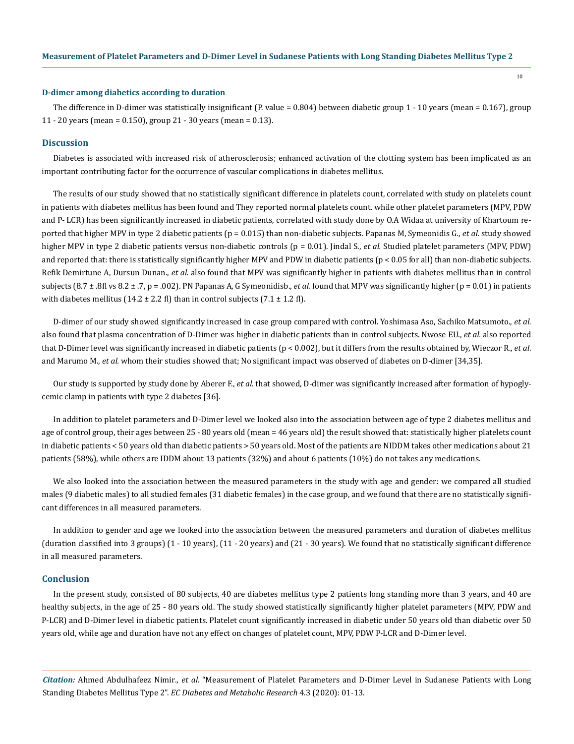### D-dimer among diabetics according to duration

The difference in D-dimer was statistically insignificant (P. value = 0.804) between diabetic group 1 - 10 years (mean = 0.167), group 11 - 20 years (mean = 0.150), group 21 - 30 years (mean = 0.13).

## Discussion

Diabetes is associated with increased risk of atherosclerosis; enhanced activation of the clotting system has been implicated as an important contributing factor for the occurrence of vascular complications in diabetes mellitus.

The results of our study showed that no statistically significant difference in platelets count, correlated with study on platelets count in patients with diabetes mellitus has been found and They reported normal platelets count. while other platelet parameters (MPV, PDW and P- LCR) has been significantly increased in diabetic patients, correlated with study done by O.A Widaa at university of Khartoum reported that higher MPV in type 2 diabetic patients (p = 0.015) than non-diabetic subjects. Papanas M, Symeonidis G., *et al.* study showed higher MPV in type 2 diabetic patients versus non-diabetic controls (p = 0.01). Jindal S., *et al.* Studied platelet parameters (MPV, PDW) and reported that: there is statistically significantly higher MPV and PDW in diabetic patients (p < 0.05 for all) than non-diabetic subjects. Refik Demirtune A, Dursun Dunan., *et al.* also found that MPV was significantly higher in patients with diabetes mellitus than in control subjects (8.7 ± .8fl vs 8.2 ± .7, p = .002). PN Papanas A, G Symeonidisb., *et al.* found that MPV was significantly higher (p = 0.01) in patients with diabetes mellitus (14.2 ± 2.2 fl) than in control subjects (7.1 ± 1.2 fl).

D-dimer of our study showed significantly increased in case group compared with control. Yoshimasa Aso, Sachiko Matsumoto., *et al.* also found that plasma concentration of D-Dimer was higher in diabetic patients than in control subjects. Nwose EU., *et al.* also reported that D-Dimer level was significantly increased in diabetic patients (p < 0.002), but it differs from the results obtained by, Wieczor R., *et al.* and Marumo M., *et al.* whom their studies showed that; No significant impact was observed of diabetes on D-dimer [34,35].

Our study is supported by study done by Aberer F., *et al.* that showed, D-dimer was significantly increased after formation of hypoglycemic clamp in patients with type 2 diabetes [36].

In addition to platelet parameters and D-Dimer level we looked also into the association between age of type 2 diabetes mellitus and age of control group, their ages between 25 - 80 years old (mean = 46 years old) the result showed that: statistically higher platelets count in diabetic patients < 50 years old than diabetic patients > 50 years old. Most of the patients are NIDDM takes other medications about 21 patients (58%), while others are IDDM about 13 patients (32%) and about 6 patients (10%) do not takes any medications.

We also looked into the association between the measured parameters in the study with age and gender: we compared all studied males (9 diabetic males) to all studied females (31 diabetic females) in the case group, and we found that there are no statistically significant differences in all measured parameters.

In addition to gender and age we looked into the association between the measured parameters and duration of diabetes mellitus (duration classified into 3 groups) (1 - 10 years), (11 - 20 years) and (21 - 30 years). We found that no statistically significant difference in all measured parameters.

## Conclusion

In the present study, consisted of 80 subjects, 40 are diabetes mellitus type 2 patients long standing more than 3 years, and 40 are healthy subjects, in the age of 25 - 80 years old. The study showed statistically significantly higher platelet parameters (MPV, PDW and P-LCR) and D-Dimer level in diabetic patients. Platelet count significantly increased in diabetic under 50 years old than diabetic over 50 years old, while age and duration have not any effect on changes of platelet count, MPV, PDW P-LCR and D-Dimer level.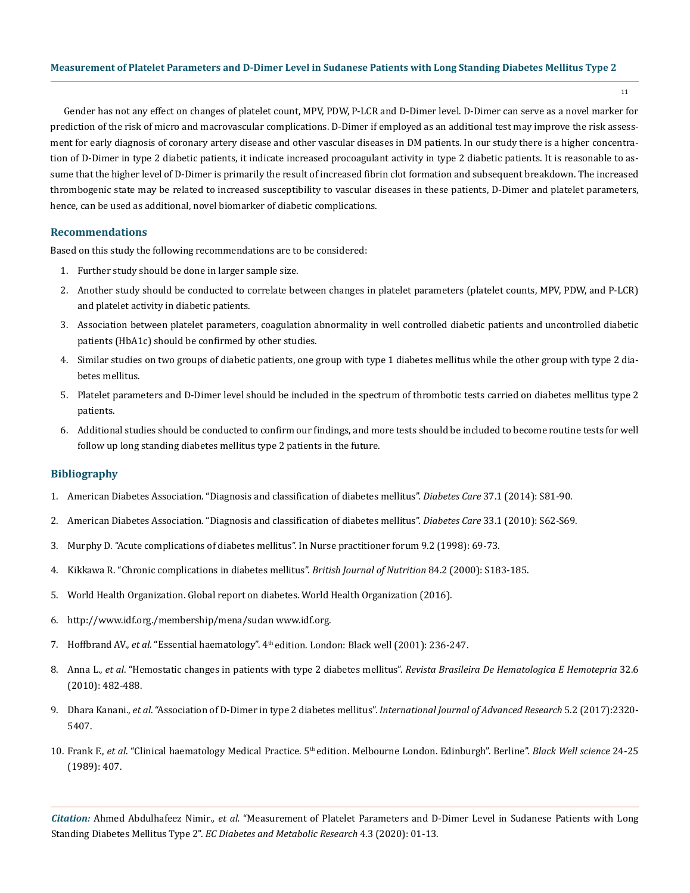Gender has not any effect on changes of platelet count, MPV, PDW, P-LCR and D-Dimer level. D-Dimer can serve as a novel marker for prediction of the risk of micro and macrovascular complications. D-Dimer if employed as an additional test may improve the risk assessment for early diagnosis of coronary artery disease and other vascular diseases in DM patients. In our study there is a higher concentration of D-Dimer in type 2 diabetic patients, it indicate increased procoagulant activity in type 2 diabetic patients. It is reasonable to assume that the higher level of D-Dimer is primarily the result of increased fibrin clot formation and subsequent breakdown. The increased thrombogenic state may be related to increased susceptibility to vascular diseases in these patients, D-Dimer and platelet parameters, hence, can be used as additional, novel biomarker of diabetic complications.

## Recommendations

Based on this study the following recommendations are to be considered:

1. Further study should be done in larger sample size.
2. Another study should be conducted to correlate between changes in platelet parameters (platelet counts, MPV, PDW, and P-LCR) and platelet activity in diabetic patients.
3. Association between platelet parameters, coagulation abnormality in well controlled diabetic patients and uncontrolled diabetic patients (HbA1c) should be confirmed by other studies.
4. Similar studies on two groups of diabetic patients, one group with type 1 diabetes mellitus while the other group with type 2 diabetes mellitus.
5. Platelet parameters and D-Dimer level should be included in the spectrum of thrombotic tests carried on diabetes mellitus type 2 patients.
6. Additional studies should be conducted to confirm our findings, and more tests should be included to become routine tests for well follow up long standing diabetes mellitus type 2 patients in the future.

## Bibliography

1. American Diabetes Association. "Diagnosis and classification of diabetes mellitus". *Diabetes Care* 37.1 (2014): S81-90.
2. American Diabetes Association. "Diagnosis and classification of diabetes mellitus". *Diabetes Care* 33.1 (2010): S62-S69.
3. Murphy D. "Acute complications of diabetes mellitus". In Nurse practitioner forum 9.2 (1998): 69-73.
4. Kikkawa R. "Chronic complications in diabetes mellitus". *British Journal of Nutrition* 84.2 (2000): S183-185.
5. World Health Organization. Global report on diabetes. World Health Organization (2016).
6. http://www.idf.org./membership/mena/sudan www.idf.org.
7. Hoffbrand AV., *et al*. "Essential haematology". 4th edition. London: Black well (2001): 236-247.
8. Anna L., *et al*. "Hemostatic changes in patients with type 2 diabetes mellitus". *Revista Brasileira De Hematologica E Hemotepria* 32.6 (2010): 482-488.
9. Dhara Kanani., *et al*. "Association of D-Dimer in type 2 diabetes mellitus". *International Journal of Advanced Research* 5.2 (2017):2320-5407.
10. Frank F., *et al*. "Clinical haematology Medical Practice. 5th edition. Melbourne London. Edinburgh". Berline". *Black Well science* 24-25 (1989): 407.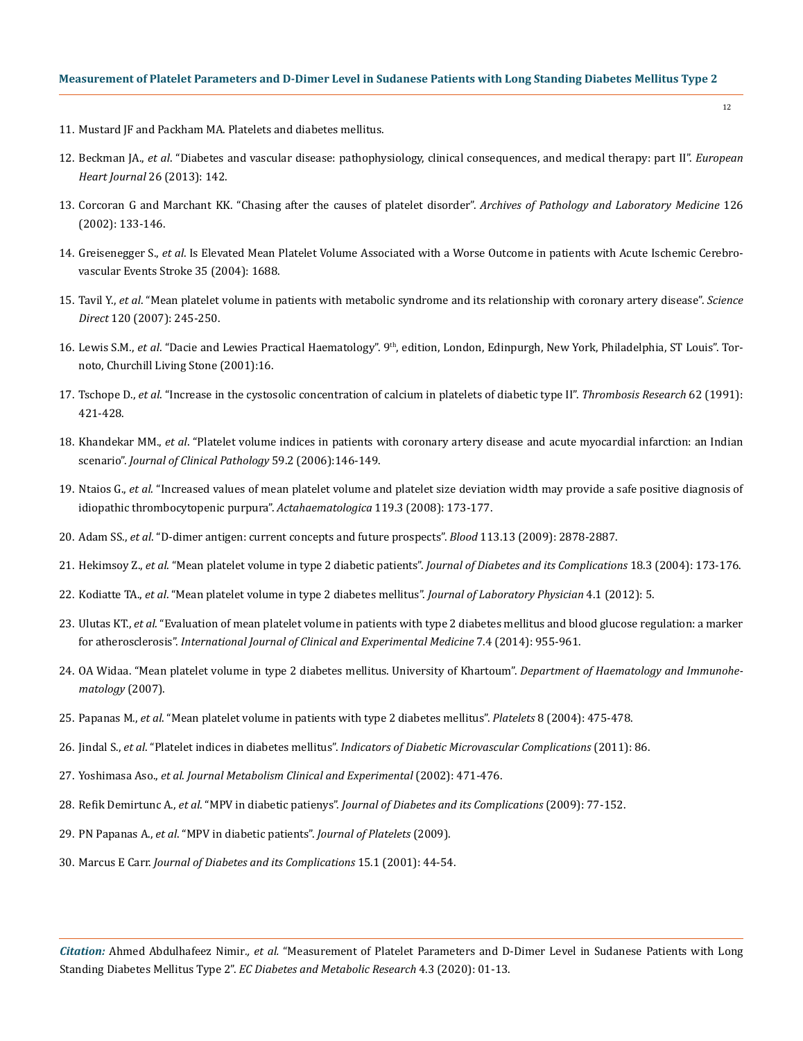11. Mustard JF and Packham MA. Platelets and diabetes mellitus.
12. Beckman JA., *et al*. "Diabetes and vascular disease: pathophysiology, clinical consequences, and medical therapy: part II". *European Heart Journal* 26 (2013): 142.
13. Corcoran G and Marchant KK. "Chasing after the causes of platelet disorder". *Archives of Pathology and Laboratory Medicine* 126 (2002): 133-146.
14. Greisenegger S., *et al*. Is Elevated Mean Platelet Volume Associated with a Worse Outcome in patients with Acute Ischemic Cerebrovascular Events Stroke 35 (2004): 1688.
15. Tavil Y., *et al*. "Mean platelet volume in patients with metabolic syndrome and its relationship with coronary artery disease". *Science Direct* 120 (2007): 245-250.
16. Lewis S.M., *et al*. "Dacie and Lewies Practical Haematology". 9th, edition, London, Edinpurgh, New York, Philadelphia, ST Louis". Tornoto, Churchill Living Stone (2001):16.
17. Tschope D., *et al*. "Increase in the cystosolic concentration of calcium in platelets of diabetic type II". *Thrombosis Research* 62 (1991): 421-428.
18. Khandekar MM., *et al*. "Platelet volume indices in patients with coronary artery disease and acute myocardial infarction: an Indian scenario". *Journal of Clinical Pathology* 59.2 (2006):146-149.
19. Ntaios G., *et al*. "Increased values of mean platelet volume and platelet size deviation width may provide a safe positive diagnosis of idiopathic thrombocytopenic purpura". *Actahaematologica* 119.3 (2008): 173-177.
20. Adam SS., *et al*. "D-dimer antigen: current concepts and future prospects". *Blood* 113.13 (2009): 2878-2887.
21. Hekimsoy Z., *et al*. "Mean platelet volume in type 2 diabetic patients". *Journal of Diabetes and its Complications* 18.3 (2004): 173-176.
22. Kodiatte TA., *et al*. "Mean platelet volume in type 2 diabetes mellitus". *Journal of Laboratory Physician* 4.1 (2012): 5.
23. Ulutas KT., *et al*. "Evaluation of mean platelet volume in patients with type 2 diabetes mellitus and blood glucose regulation: a marker for atherosclerosis". *International Journal of Clinical and Experimental Medicine* 7.4 (2014): 955-961.
24. OA Widaa. "Mean platelet volume in type 2 diabetes mellitus. University of Khartoum". *Department of Haematology and Immunohematology* (2007).
25. Papanas M., *et al*. "Mean platelet volume in patients with type 2 diabetes mellitus". *Platelets* 8 (2004): 475-478.
26. Jindal S., *et al*. "Platelet indices in diabetes mellitus". *Indicators of Diabetic Microvascular Complications* (2011): 86.
27. Yoshimasa Aso., *et al*. *Journal Metabolism Clinical and Experimental* (2002): 471-476.
28. Refik Demirtunc A., *et al*. "MPV in diabetic patienys". *Journal of Diabetes and its Complications* (2009): 77-152.
29. PN Papanas A., *et al*. "MPV in diabetic patients". *Journal of Platelets* (2009).
30. Marcus E Carr. *Journal of Diabetes and its Complications* 15.1 (2001): 44-54.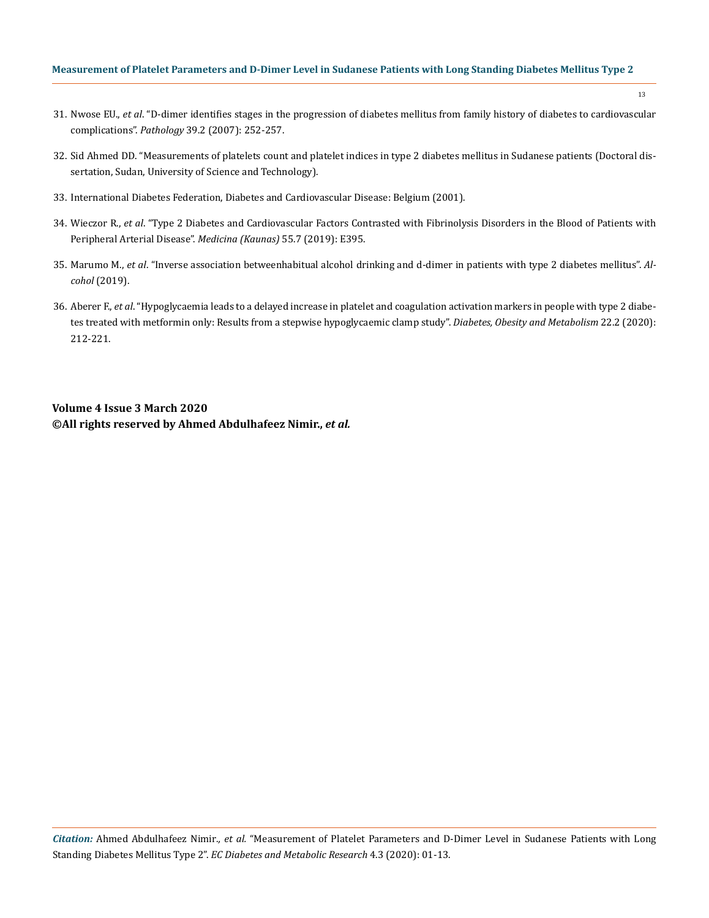31. Nwose EU., *et al*. "D-dimer identifies stages in the progression of diabetes mellitus from family history of diabetes to cardiovascular complications". *Pathology* 39.2 (2007): 252-257.

32. Sid Ahmed DD. "Measurements of platelets count and platelet indices in type 2 diabetes mellitus in Sudanese patients (Doctoral dissertation, Sudan, University of Science and Technology).

33. International Diabetes Federation, Diabetes and Cardiovascular Disease: Belgium (2001).

34. Wieczor R., *et al*. "Type 2 Diabetes and Cardiovascular Factors Contrasted with Fibrinolysis Disorders in the Blood of Patients with Peripheral Arterial Disease". *Medicina (Kaunas)* 55.7 (2019): E395.

35. Marumo M., *et al*. "Inverse association betweenhabitual alcohol drinking and d-dimer in patients with type 2 diabetes mellitus". *Alcohol* (2019).

36. Aberer F., *et al*. "Hypoglycaemia leads to a delayed increase in platelet and coagulation activation markers in people with type 2 diabetes treated with metformin only: Results from a stepwise hypoglycaemic clamp study". *Diabetes, Obesity and Metabolism* 22.2 (2020): 212-221.

**Volume 4 Issue 3 March 2020**
**©All rights reserved by Ahmed Abdulhafeez Nimir., *et al.***